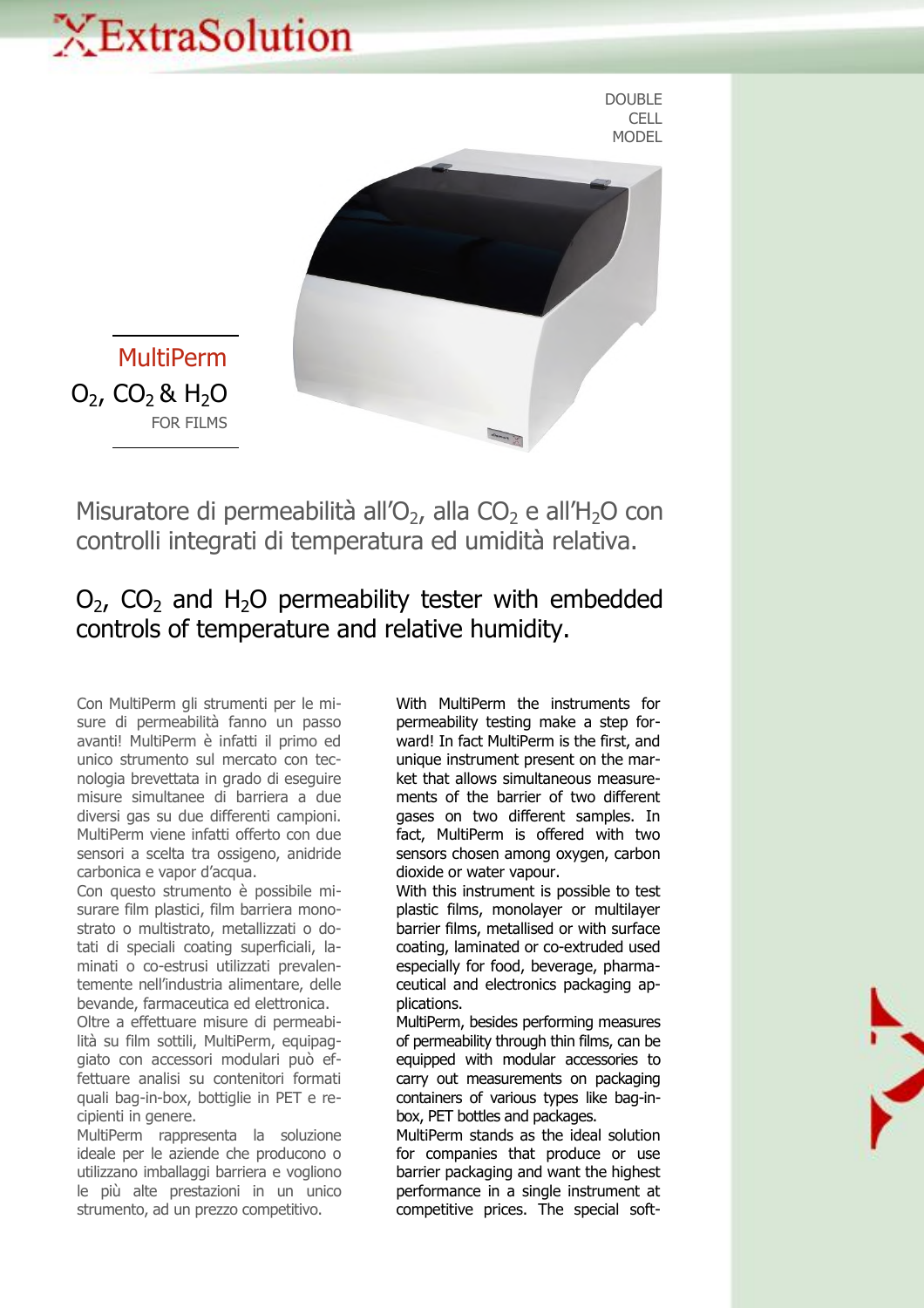# ExtraSolution

DOUBLE CELL MODEL

## MultiPerm

## $O_2$, $CO_2$ & $H_2O$

FOR FILMS

### Misuratore di permeabilità all'$O_2$, alla $CO_2$ e all'$H_2O$ con controlli integrati di temperatura ed umidità relativa.

### $O_2$, $CO_2$ and $H_2O$ permeability tester with embedded controls of temperature and relative humidity.

Con MultiPerm gli strumenti per le misure di permeabilità fanno un passo avanti! MultiPerm è infatti il primo ed unico strumento sul mercato con tecnologia brevettata in grado di eseguire misure simultanee di barriera a due diversi gas su due differenti campioni. MultiPerm viene infatti offerto con due sensori a scelta tra ossigeno, anidride carbonica e vapor d'acqua.

Con questo strumento è possibile misurare film plastici, film barriera monostrato o multistrato, metallizzati o dotati di speciali coating superficiali, laminati o co-estrusi utilizzati prevalentemente nell'industria alimentare, delle bevande, farmaceutica ed elettronica.

Oltre a effettuare misure di permeabilità su film sottili, MultiPerm, equipaggiato con accessori modulari può effettuare analisi su contenitori formati quali bag-in-box, bottiglie in PET e recipienti in genere.

MultiPerm rappresenta la soluzione ideale per le aziende che producono o utilizzano imballaggi barriera e vogliono le più alte prestazioni in un unico strumento, ad un prezzo competitivo.

With MultiPerm the instruments for permeability testing make a step forward! In fact MultiPerm is the first, and unique instrument present on the market that allows simultaneous measurements of the barrier of two different gases on two different samples. In fact, MultiPerm is offered with two sensors chosen among oxygen, carbon dioxide or water vapour.

With this instrument is possible to test plastic films, monolayer or multilayer barrier films, metallised or with surface coating, laminated or co-extruded used especially for food, beverage, pharmaceutical and electronics packaging applications.

MultiPerm, besides performing measures of permeability through thin films, can be equipped with modular accessories to carry out measurements on packaging containers of various types like bag-in-box, PET bottles and packages.

MultiPerm stands as the ideal solution for companies that produce or use barrier packaging and want the highest performance in a single instrument at competitive prices. The special soft-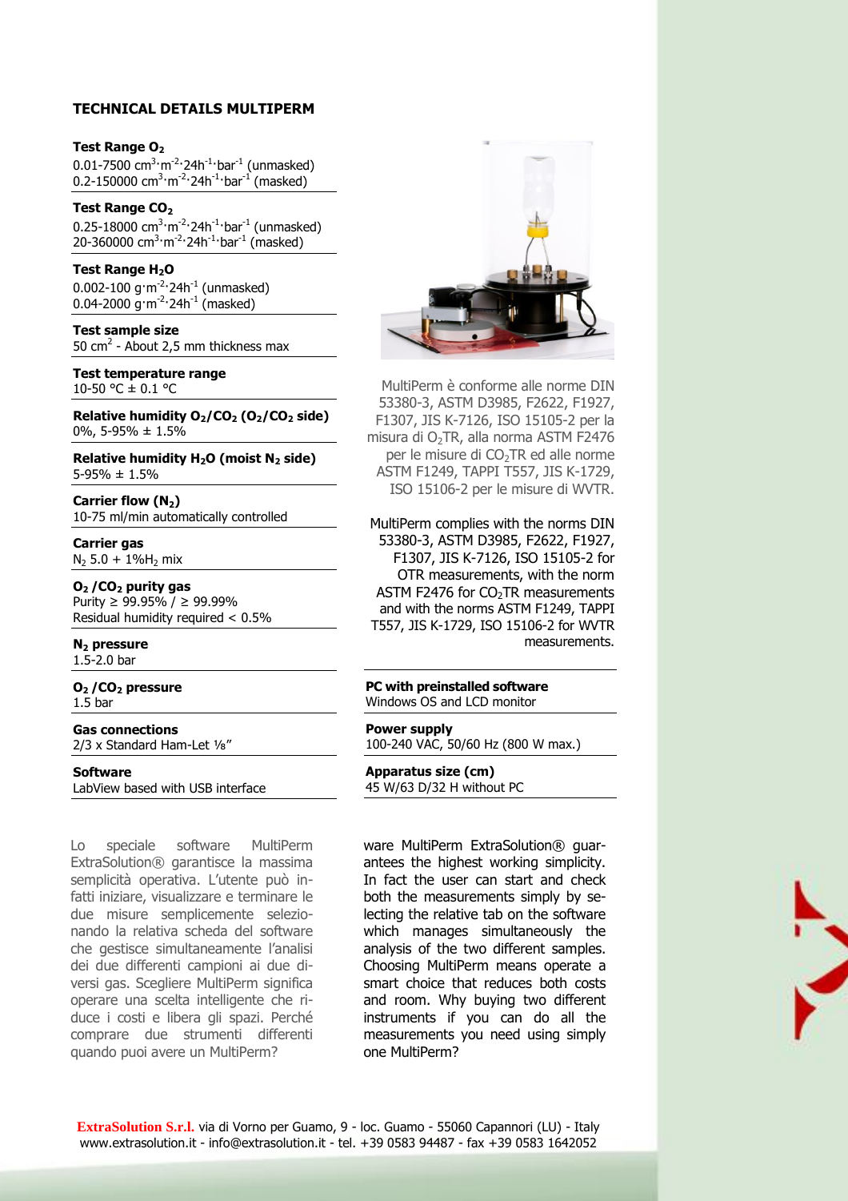## TECHNICAL DETAILS MULTIPERM

**Test Range $O_2$**
0.01-7500 $cm^3 \cdot m^{-2} \cdot 24h^{-1} \cdot bar^{-1}$ (unmasked)
0.2-150000 $cm^3 \cdot m^{-2} \cdot 24h^{-1} \cdot bar^{-1}$ (masked)

**Test Range $CO_2$**
0.25-18000 $cm^3 \cdot m^{-2} \cdot 24h^{-1} \cdot bar^{-1}$ (unmasked)
20-360000 $cm^3 \cdot m^{-2} \cdot 24h^{-1} \cdot bar^{-1}$ (masked)

**Test Range $H_2O$**
0.002-100 $g \cdot m^{-2} \cdot 24h^{-1}$ (unmasked)
0.04-2000 $g \cdot m^{-2} \cdot 24h^{-1}$ (masked)

**Test sample size**
50 $cm^2$ - About 2,5 mm thickness max

**Test temperature range**
10-50 °C ± 0.1 °C

**Relative humidity $O_2/CO_2$ ($O_2/CO_2$ side)**
0%, 5-95% ± 1.5%

**Relative humidity $H_2O$ (moist $N_2$ side)**
5-95% ± 1.5%

**Carrier flow ($N_2$)**
10-75 ml/min automatically controlled

**Carrier gas**
$N_2$ 5.0 + 1%$H_2$ mix

**$O_2$ /$CO_2$ purity gas**
Purity ≥ 99.95% / ≥ 99.99%
Residual humidity required < 0.5%

**$N_2$ pressure**
1.5-2.0 bar

**$O_2$ /$CO_2$ pressure**
1.5 bar

**Gas connections**
2/3 x Standard Ham-Let ⅛"

**Software**
LabView based with USB interface

MultiPerm è conforme alle norme DIN 53380-3, ASTM D3985, F2622, F1927, F1307, JIS K-7126, ISO 15105-2 per la misura di $O_2$TR, alla norma ASTM F2476 per le misure di $CO_2$TR ed alle norme ASTM F1249, TAPPI T557, JIS K-1729, ISO 15106-2 per le misure di WVTR.

MultiPerm complies with the norms DIN 53380-3, ASTM D3985, F2622, F1927, F1307, JIS K-7126, ISO 15105-2 for OTR measurements, with the norm ASTM F2476 for $CO_2$TR measurements and with the norms ASTM F1249, TAPPI T557, JIS K-1729, ISO 15106-2 for WVTR measurements.

**PC with preinstalled software**
Windows OS and LCD monitor

**Power supply**
100-240 VAC, 50/60 Hz (800 W max.)

**Apparatus size (cm)**
45 W/63 D/32 H without PC

Lo speciale software MultiPerm ExtraSolution® garantisce la massima semplicità operativa. L'utente può iniziare, visualizzare e terminare le due misure semplicemente selezionando la relativa scheda del software che gestisce simultaneamente l'analisi dei due differenti campioni ai due diversi gas. Scegliere MultiPerm significa operare una scelta intelligente che riduce i costi e libera gli spazi. Perché comprare due strumenti differenti quando puoi avere un MultiPerm?

The special software MultiPerm ExtraSolution® guarantees the highest working simplicity. In fact the user can start and check both the measurements simply by selecting the relative tab on the software which manages simultaneously the analysis of the two different samples. Choosing MultiPerm means operate a smart choice that reduces both costs and room. Why buying two different instruments if you can do all the measurements you need using simply one MultiPerm?

**ExtraSolution S.r.l.** via di Vorno per Guamo, 9 - loc. Guamo - 55060 Capannori (LU) - Italy
www.extrasolution.it - info@extrasolution.it - tel. +39 0583 94487 - fax +39 0583 1642052